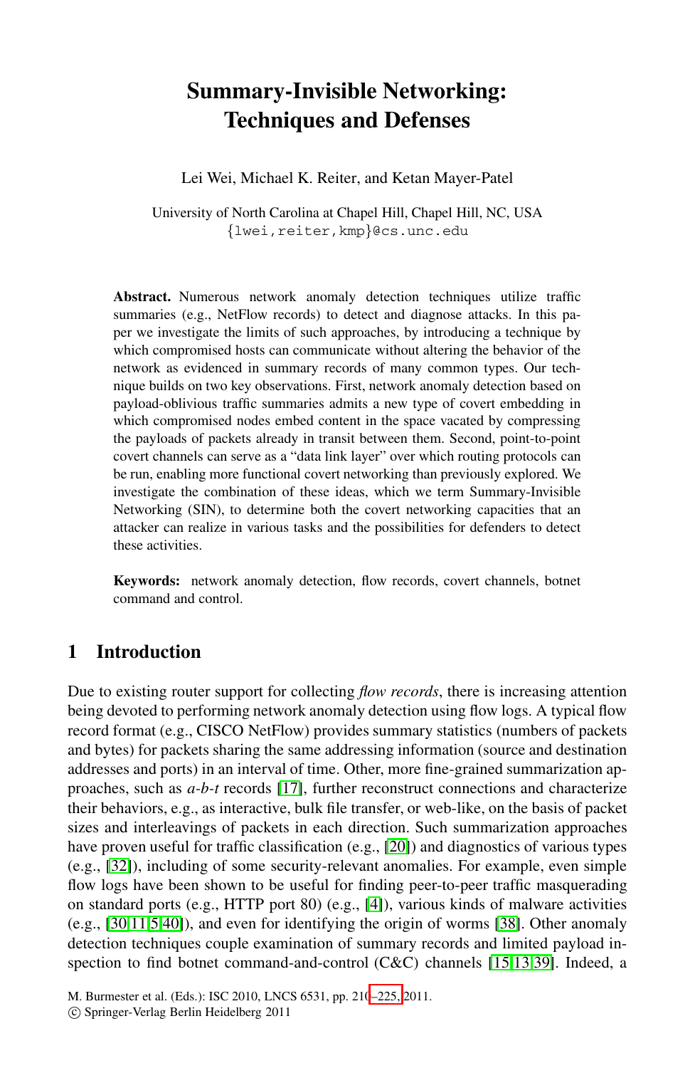# Summary-Invisible Networking: Techniques and Defenses

Lei Wei, Michael K. Reiter, and Ketan Mayer-Patel

University of North Carolina at Chapel Hill, Chapel Hill, NC, USA
{lwei,reiter,kmp}@cs.unc.edu

**Abstract.** Numerous network anomaly detection techniques utilize traffic summaries (e.g., NetFlow records) to detect and diagnose attacks. In this paper we investigate the limits of such approaches, by introducing a technique by which compromised hosts can communicate without altering the behavior of the network as evidenced in summary records of many common types. Our technique builds on two key observations. First, network anomaly detection based on payload-oblivious traffic summaries admits a new type of covert embedding in which compromised nodes embed content in the space vacated by compressing the payloads of packets already in transit between them. Second, point-to-point covert channels can serve as a "data link layer" over which routing protocols can be run, enabling more functional covert networking than previously explored. We investigate the combination of these ideas, which we term Summary-Invisible Networking (SIN), to determine both the covert networking capacities that an attacker can realize in various tasks and the possibilities for defenders to detect these activities.

**Keywords:** network anomaly detection, flow records, covert channels, botnet command and control.

## 1 Introduction

Due to existing router support for collecting *flow records*, there is increasing attention being devoted to performing network anomaly detection using flow logs. A typical flow record format (e.g., CISCO NetFlow) provides summary statistics (numbers of packets and bytes) for packets sharing the same addressing information (source and destination addresses and ports) in an interval of time. Other, more fine-grained summarization approaches, such as *a-b-t* records [17], further reconstruct connections and characterize their behaviors, e.g., as interactive, bulk file transfer, or web-like, on the basis of packet sizes and interleavings of packets in each direction. Such summarization approaches have proven useful for traffic classification (e.g., [20]) and diagnostics of various types (e.g., [32]), including of some security-relevant anomalies. For example, even simple flow logs have been shown to be useful for finding peer-to-peer traffic masquerading on standard ports (e.g., HTTP port 80) (e.g., [4]), various kinds of malware activities (e.g., [30,11,5,40]), and even for identifying the origin of worms [38]. Other anomaly detection techniques couple examination of summary records and limited payload inspection to find botnet command-and-control (C&C) channels [15,13,39]. Indeed, a

M. Burmester et al. (Eds.): ISC 2010, LNCS 6531, pp. 210–225, 2011.
© Springer-Verlag Berlin Heidelberg 2011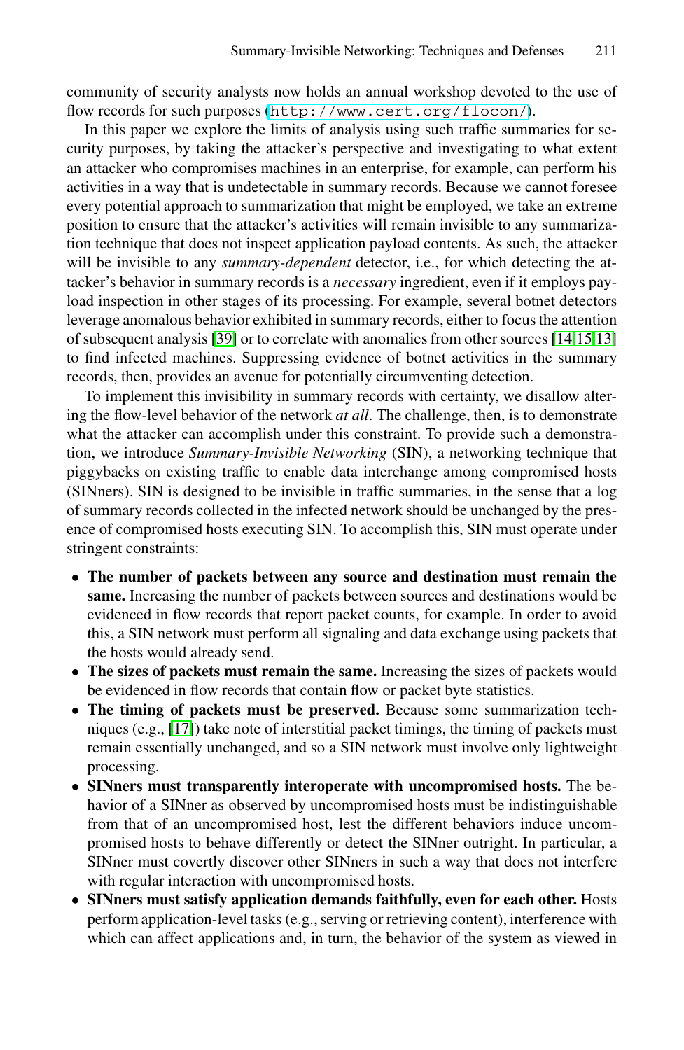community of security analysts now holds an annual workshop devoted to the use of flow records for such purposes (http://www.cert.org/flocon/).

In this paper we explore the limits of analysis using such traffic summaries for security purposes, by taking the attacker's perspective and investigating to what extent an attacker who compromises machines in an enterprise, for example, can perform his activities in a way that is undetectable in summary records. Because we cannot foresee every potential approach to summarization that might be employed, we take an extreme position to ensure that the attacker's activities will remain invisible to any summarization technique that does not inspect application payload contents. As such, the attacker will be invisible to any *summary-dependent* detector, i.e., for which detecting the attacker's behavior in summary records is a *necessary* ingredient, even if it employs payload inspection in other stages of its processing. For example, several botnet detectors leverage anomalous behavior exhibited in summary records, either to focus the attention of subsequent analysis [39] or to correlate with anomalies from other sources [14,15,13] to find infected machines. Suppressing evidence of botnet activities in the summary records, then, provides an avenue for potentially circumventing detection.

To implement this invisibility in summary records with certainty, we disallow altering the flow-level behavior of the network *at all*. The challenge, then, is to demonstrate what the attacker can accomplish under this constraint. To provide such a demonstration, we introduce *Summary-Invisible Networking* (SIN), a networking technique that piggybacks on existing traffic to enable data interchange among compromised hosts (SINners). SIN is designed to be invisible in traffic summaries, in the sense that a log of summary records collected in the infected network should be unchanged by the presence of compromised hosts executing SIN. To accomplish this, SIN must operate under stringent constraints:

- **The number of packets between any source and destination must remain the same.** Increasing the number of packets between sources and destinations would be evidenced in flow records that report packet counts, for example. In order to avoid this, a SIN network must perform all signaling and data exchange using packets that the hosts would already send.
- **The sizes of packets must remain the same.** Increasing the sizes of packets would be evidenced in flow records that contain flow or packet byte statistics.
- **The timing of packets must be preserved.** Because some summarization techniques (e.g., [17]) take note of interstitial packet timings, the timing of packets must remain essentially unchanged, and so a SIN network must involve only lightweight processing.
- **SINners must transparently interoperate with uncompromised hosts.** The behavior of a SINner as observed by uncompromised hosts must be indistinguishable from that of an uncompromised host, lest the different behaviors induce uncompromised hosts to behave differently or detect the SINner outright. In particular, a SINner must covertly discover other SINners in such a way that does not interfere with regular interaction with uncompromised hosts.
- **SINners must satisfy application demands faithfully, even for each other.** Hosts perform application-level tasks (e.g., serving or retrieving content), interference with which can affect applications and, in turn, the behavior of the system as viewed in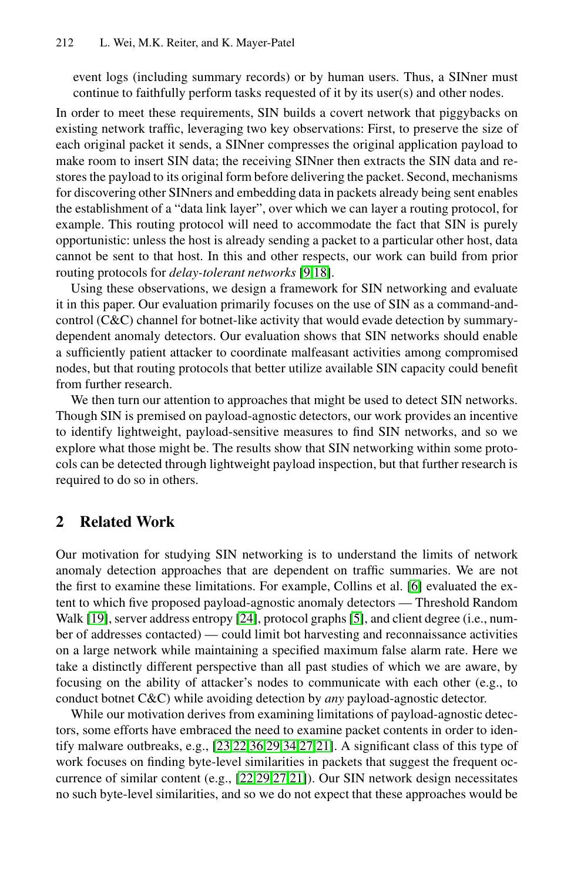event logs (including summary records) or by human users. Thus, a SINner must continue to faithfully perform tasks requested of it by its user(s) and other nodes.

In order to meet these requirements, SIN builds a covert network that piggybacks on existing network traffic, leveraging two key observations: First, to preserve the size of each original packet it sends, a SINner compresses the original application payload to make room to insert SIN data; the receiving SINner then extracts the SIN data and restores the payload to its original form before delivering the packet. Second, mechanisms for discovering other SINners and embedding data in packets already being sent enables the establishment of a "data link layer", over which we can layer a routing protocol, for example. This routing protocol will need to accommodate the fact that SIN is purely opportunistic: unless the host is already sending a packet to a particular other host, data cannot be sent to that host. In this and other respects, our work can build from prior routing protocols for *delay-tolerant networks* [9,18].

Using these observations, we design a framework for SIN networking and evaluate it in this paper. Our evaluation primarily focuses on the use of SIN as a command-and-control (C&C) channel for botnet-like activity that would evade detection by summary-dependent anomaly detectors. Our evaluation shows that SIN networks should enable a sufficiently patient attacker to coordinate malfeasant activities among compromised nodes, but that routing protocols that better utilize available SIN capacity could benefit from further research.

We then turn our attention to approaches that might be used to detect SIN networks. Though SIN is premised on payload-agnostic detectors, our work provides an incentive to identify lightweight, payload-sensitive measures to find SIN networks, and so we explore what those might be. The results show that SIN networking within some protocols can be detected through lightweight payload inspection, but that further research is required to do so in others.

## 2 Related Work

Our motivation for studying SIN networking is to understand the limits of network anomaly detection approaches that are dependent on traffic summaries. We are not the first to examine these limitations. For example, Collins et al. [6] evaluated the extent to which five proposed payload-agnostic anomaly detectors — Threshold Random Walk [19], server address entropy [24], protocol graphs [5], and client degree (i.e., number of addresses contacted) — could limit bot harvesting and reconnaissance activities on a large network while maintaining a specified maximum false alarm rate. Here we take a distinctly different perspective than all past studies of which we are aware, by focusing on the ability of attacker's nodes to communicate with each other (e.g., to conduct botnet C&C) while avoiding detection by *any* payload-agnostic detector.

While our motivation derives from examining limitations of payload-agnostic detectors, some efforts have embraced the need to examine packet contents in order to identify malware outbreaks, e.g., [23,22,36,29,34,27,21]. A significant class of this type of work focuses on finding byte-level similarities in packets that suggest the frequent occurrence of similar content (e.g., [22,29,27,21]). Our SIN network design necessitates no such byte-level similarities, and so we do not expect that these approaches would be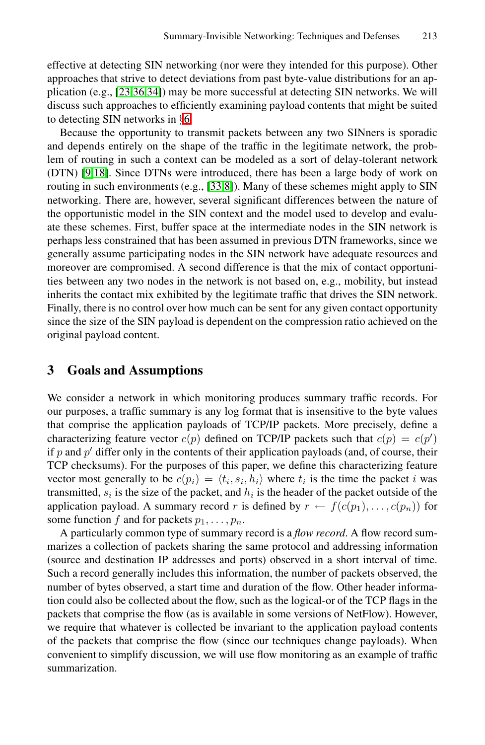effective at detecting SIN networking (nor were they intended for this purpose). Other approaches that strive to detect deviations from past byte-value distributions for an application (e.g., [23,36,34]) may be more successful at detecting SIN networks. We will discuss such approaches to efficiently examining payload contents that might be suited to detecting SIN networks in §6.

Because the opportunity to transmit packets between any two SINners is sporadic and depends entirely on the shape of the traffic in the legitimate network, the problem of routing in such a context can be modeled as a sort of delay-tolerant network (DTN) [9,18]. Since DTNs were introduced, there has been a large body of work on routing in such environments (e.g., [33,8]). Many of these schemes might apply to SIN networking. There are, however, several significant differences between the nature of the opportunistic model in the SIN context and the model used to develop and evaluate these schemes. First, buffer space at the intermediate nodes in the SIN network is perhaps less constrained that has been assumed in previous DTN frameworks, since we generally assume participating nodes in the SIN network have adequate resources and moreover are compromised. A second difference is that the mix of contact opportunities between any two nodes in the network is not based on, e.g., mobility, but instead inherits the contact mix exhibited by the legitimate traffic that drives the SIN network. Finally, there is no control over how much can be sent for any given contact opportunity since the size of the SIN payload is dependent on the compression ratio achieved on the original payload content.

## 3 Goals and Assumptions

We consider a network in which monitoring produces summary traffic records. For our purposes, a traffic summary is any log format that is insensitive to the byte values that comprise the application payloads of TCP/IP packets. More precisely, define a characterizing feature vector $c(p)$ defined on TCP/IP packets such that $c(p) = c(p')$ if $p$ and $p'$ differ only in the contents of their application payloads (and, of course, their TCP checksums). For the purposes of this paper, we define this characterizing feature vector most generally to be $c(p_i) = \langle t_i, s_i, h_i \rangle$ where $t_i$ is the time the packet $i$ was transmitted, $s_i$ is the size of the packet, and $h_i$ is the header of the packet outside of the application payload. A summary record $r$ is defined by $r \leftarrow f(c(p_1), \ldots, c(p_n))$ for some function $f$ and for packets $p_1, \ldots, p_n$.

A particularly common type of summary record is a *flow record*. A flow record summarizes a collection of packets sharing the same protocol and addressing information (source and destination IP addresses and ports) observed in a short interval of time. Such a record generally includes this information, the number of packets observed, the number of bytes observed, a start time and duration of the flow. Other header information could also be collected about the flow, such as the logical-or of the TCP flags in the packets that comprise the flow (as is available in some versions of NetFlow). However, we require that whatever is collected be invariant to the application payload contents of the packets that comprise the flow (since our techniques change payloads). When convenient to simplify discussion, we will use flow monitoring as an example of traffic summarization.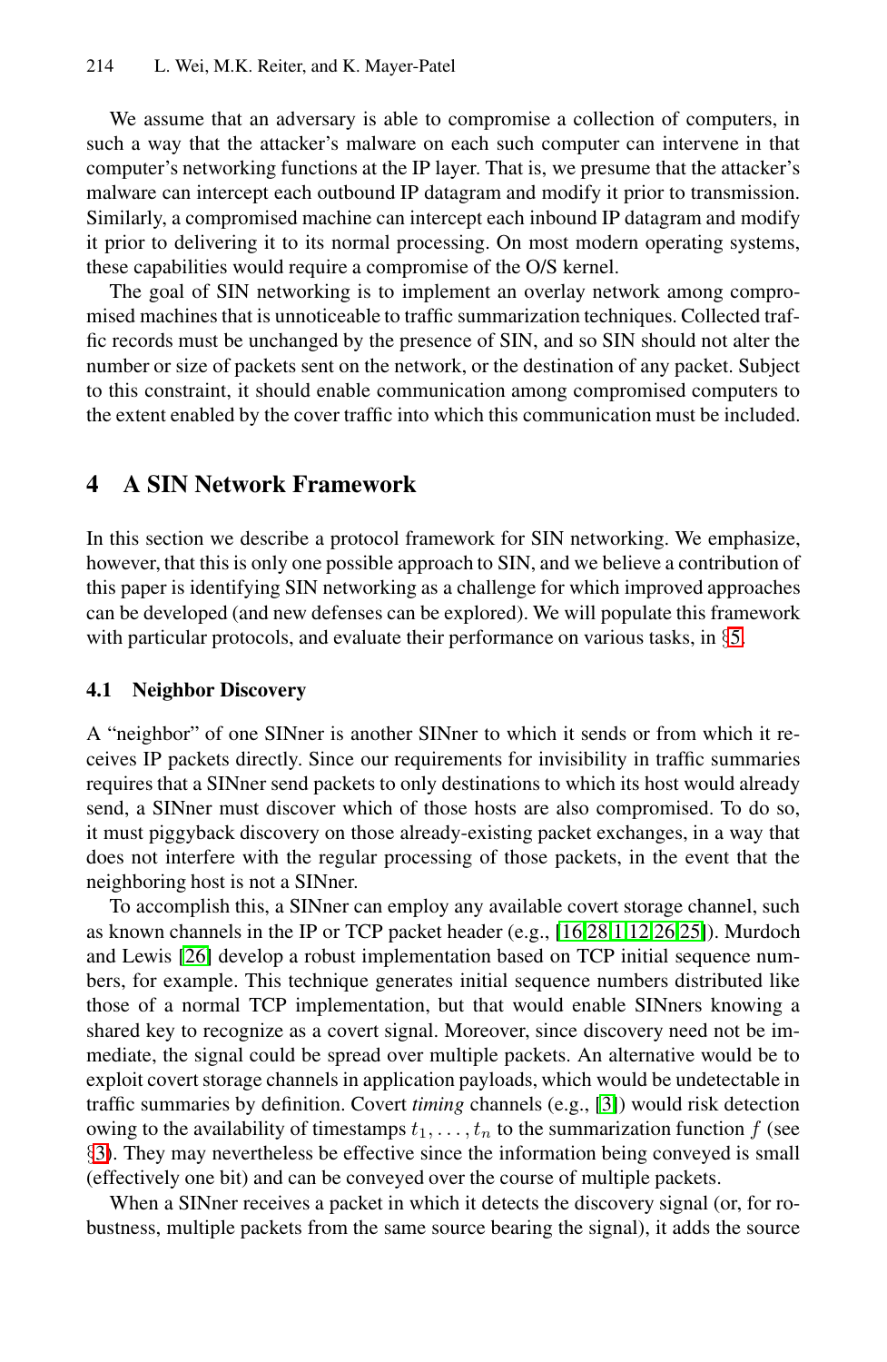We assume that an adversary is able to compromise a collection of computers, in such a way that the attacker's malware on each such computer can intervene in that computer's networking functions at the IP layer. That is, we presume that the attacker's malware can intercept each outbound IP datagram and modify it prior to transmission. Similarly, a compromised machine can intercept each inbound IP datagram and modify it prior to delivering it to its normal processing. On most modern operating systems, these capabilities would require a compromise of the O/S kernel.

The goal of SIN networking is to implement an overlay network among compromised machines that is unnoticeable to traffic summarization techniques. Collected traffic records must be unchanged by the presence of SIN, and so SIN should not alter the number or size of packets sent on the network, or the destination of any packet. Subject to this constraint, it should enable communication among compromised computers to the extent enabled by the cover traffic into which this communication must be included.

## 4 A SIN Network Framework

In this section we describe a protocol framework for SIN networking. We emphasize, however, that this is only one possible approach to SIN, and we believe a contribution of this paper is identifying SIN networking as a challenge for which improved approaches can be developed (and new defenses can be explored). We will populate this framework with particular protocols, and evaluate their performance on various tasks, in §5.

### 4.1 Neighbor Discovery

A "neighbor" of one SINner is another SINner to which it sends or from which it receives IP packets directly. Since our requirements for invisibility in traffic summaries requires that a SINner send packets to only destinations to which its host would already send, a SINner must discover which of those hosts are also compromised. To do so, it must piggyback discovery on those already-existing packet exchanges, in a way that does not interfere with the regular processing of those packets, in the event that the neighboring host is not a SINner.

To accomplish this, a SINner can employ any available covert storage channel, such as known channels in the IP or TCP packet header (e.g., [16,28,1,12,26,25]). Murdoch and Lewis [26] develop a robust implementation based on TCP initial sequence numbers, for example. This technique generates initial sequence numbers distributed like those of a normal TCP implementation, but that would enable SINners knowing a shared key to recognize as a covert signal. Moreover, since discovery need not be immediate, the signal could be spread over multiple packets. An alternative would be to exploit covert storage channels in application payloads, which would be undetectable in traffic summaries by definition. Covert *timing* channels (e.g., [3]) would risk detection owing to the availability of timestamps $t_1, \ldots, t_n$ to the summarization function $f$ (see §3). They may nevertheless be effective since the information being conveyed is small (effectively one bit) and can be conveyed over the course of multiple packets.

When a SINner receives a packet in which it detects the discovery signal (or, for robustness, multiple packets from the same source bearing the signal), it adds the source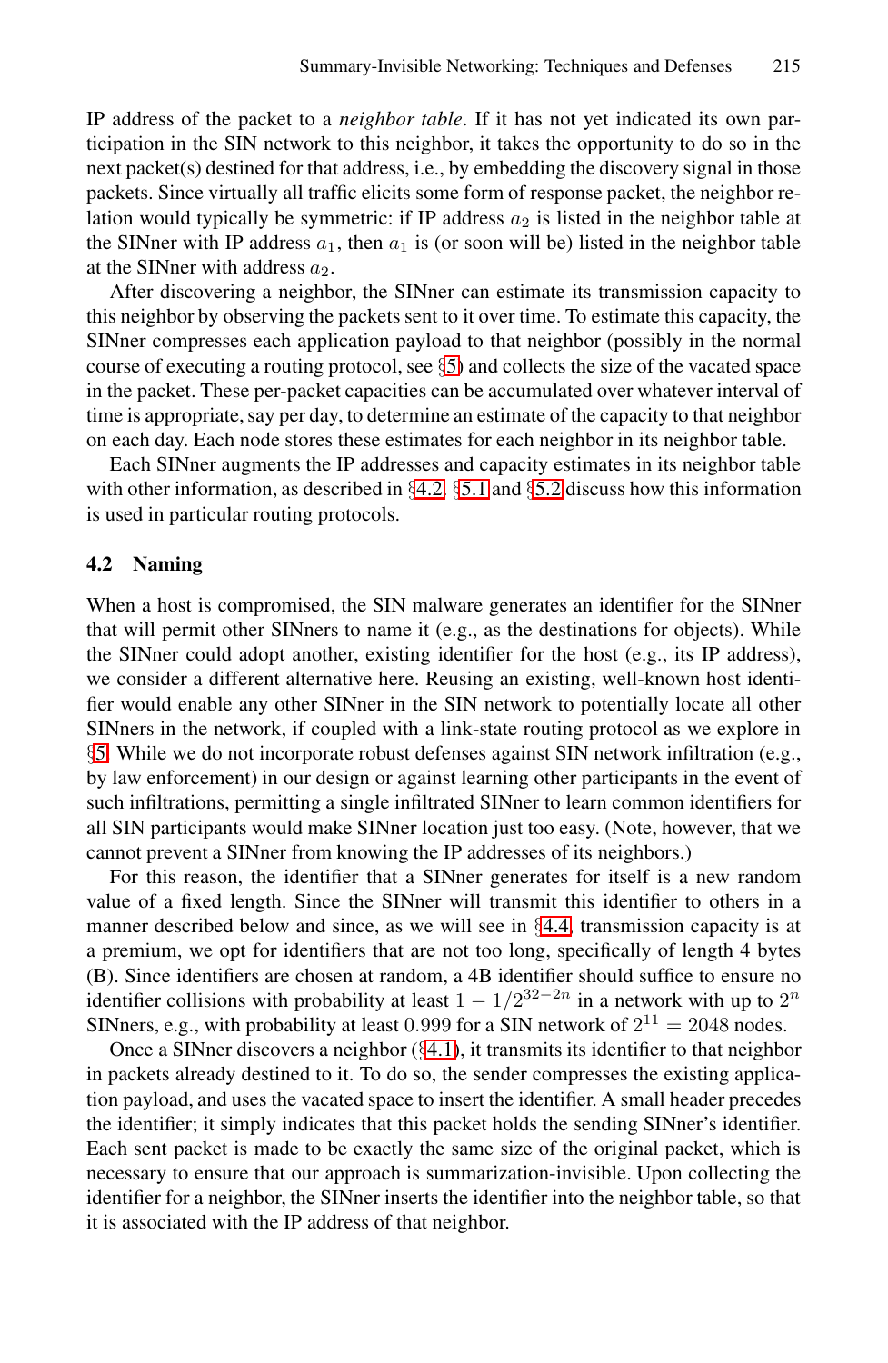IP address of the packet to a *neighbor table*. If it has not yet indicated its own participation in the SIN network to this neighbor, it takes the opportunity to do so in the next packet(s) destined for that address, i.e., by embedding the discovery signal in those packets. Since virtually all traffic elicits some form of response packet, the neighbor relation would typically be symmetric: if IP address $a_2$ is listed in the neighbor table at the SINner with IP address $a_1$, then $a_1$ is (or soon will be) listed in the neighbor table at the SINner with address $a_2$.

After discovering a neighbor, the SINner can estimate its transmission capacity to this neighbor by observing the packets sent to it over time. To estimate this capacity, the SINner compresses each application payload to that neighbor (possibly in the normal course of executing a routing protocol, see §5) and collects the size of the vacated space in the packet. These per-packet capacities can be accumulated over whatever interval of time is appropriate, say per day, to determine an estimate of the capacity to that neighbor on each day. Each node stores these estimates for each neighbor in its neighbor table.

Each SINner augments the IP addresses and capacity estimates in its neighbor table with other information, as described in §4.2. §5.1 and §5.2 discuss how this information is used in particular routing protocols.

### 4.2 Naming

When a host is compromised, the SIN malware generates an identifier for the SINner that will permit other SINners to name it (e.g., as the destinations for objects). While the SINner could adopt another, existing identifier for the host (e.g., its IP address), we consider a different alternative here. Reusing an existing, well-known host identifier would enable any other SINner in the SIN network to potentially locate all other SINners in the network, if coupled with a link-state routing protocol as we explore in §5. While we do not incorporate robust defenses against SIN network infiltration (e.g., by law enforcement) in our design or against learning other participants in the event of such infiltrations, permitting a single infiltrated SINner to learn common identifiers for all SIN participants would make SINner location just too easy. (Note, however, that we cannot prevent a SINner from knowing the IP addresses of its neighbors.)

For this reason, the identifier that a SINner generates for itself is a new random value of a fixed length. Since the SINner will transmit this identifier to others in a manner described below and since, as we will see in §4.4, transmission capacity is at a premium, we opt for identifiers that are not too long, specifically of length 4 bytes (B). Since identifiers are chosen at random, a 4B identifier should suffice to ensure no identifier collisions with probability at least $1 - 1/2^{32-2n}$ in a network with up to $2^n$ SINners, e.g., with probability at least 0.999 for a SIN network of $2^{11} = 2048$ nodes.

Once a SINner discovers a neighbor (§4.1), it transmits its identifier to that neighbor in packets already destined to it. To do so, the sender compresses the existing application payload, and uses the vacated space to insert the identifier. A small header precedes the identifier; it simply indicates that this packet holds the sending SINner's identifier. Each sent packet is made to be exactly the same size of the original packet, which is necessary to ensure that our approach is summarization-invisible. Upon collecting the identifier for a neighbor, the SINner inserts the identifier into the neighbor table, so that it is associated with the IP address of that neighbor.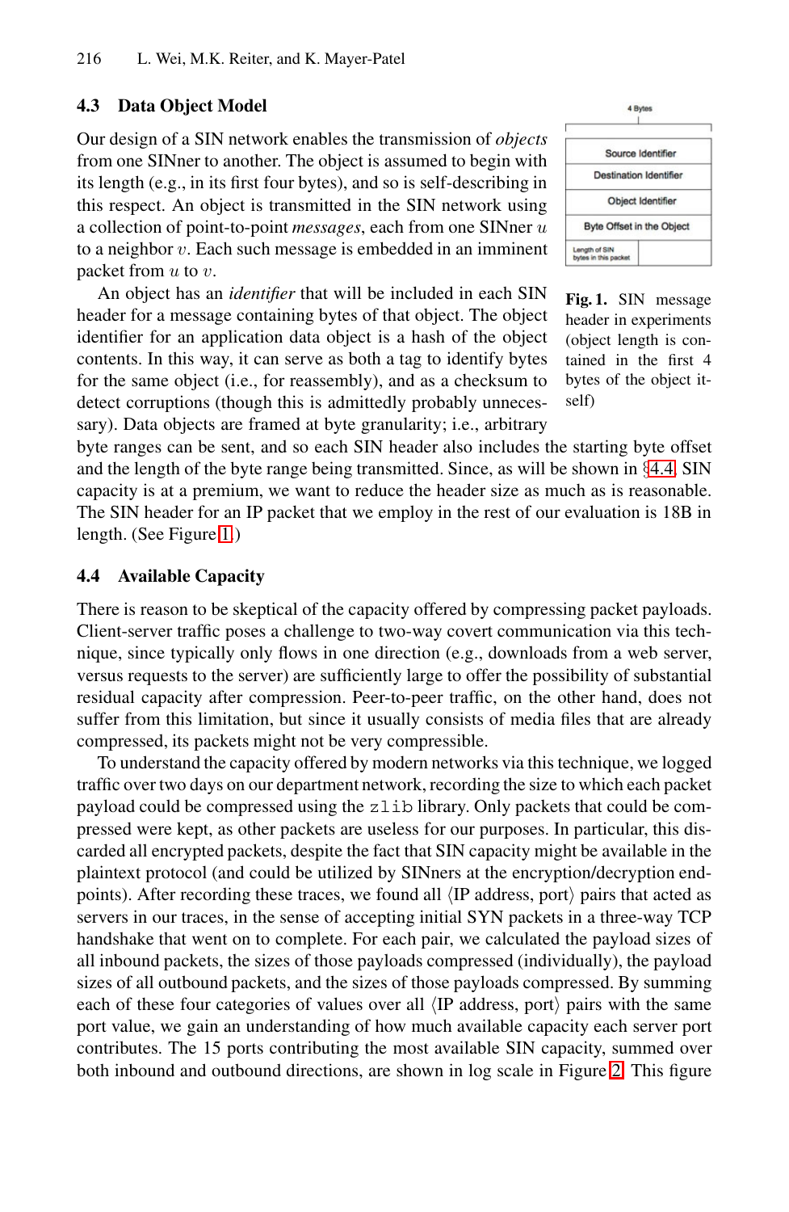### 4.3 Data Object Model

Our design of a SIN network enables the transmission of *objects* from one SINner to another. The object is assumed to begin with its length (e.g., in its first four bytes), and so is self-describing in this respect. An object is transmitted in the SIN network using a collection of point-to-point *messages*, each from one SINner $u$ to a neighbor $v$. Each such message is embedded in an imminent packet from $u$ to $v$.

An object has an *identifier* that will be included in each SIN header for a message containing bytes of that object. The object identifier for an application data object is a hash of the object contents. In this way, it can serve as both a tag to identify bytes for the same object (i.e., for reassembly), and as a checksum to detect corruptions (though this is admittedly probably unnecessary). Data objects are framed at byte granularity; i.e., arbitrary byte ranges can be sent, and so each SIN header also includes the starting byte offset and the length of the byte range being transmitted. Since, as will be shown in §4.4, SIN capacity is at a premium, we want to reduce the header size as much as is reasonable. The SIN header for an IP packet that we employ in the rest of our evaluation is 18B in length. (See Figure 1.)

4 Bytes

Source Identifier

Destination Identifier

Object Identifier

Byte Offset in the Object

Length of SIN bytes in this packet

**Fig. 1.** SIN message header in experiments (object length is contained in the first 4 bytes of the object itself)

### 4.4 Available Capacity

There is reason to be skeptical of the capacity offered by compressing packet payloads. Client-server traffic poses a challenge to two-way covert communication via this technique, since typically only flows in one direction (e.g., downloads from a web server, versus requests to the server) are sufficiently large to offer the possibility of substantial residual capacity after compression. Peer-to-peer traffic, on the other hand, does not suffer from this limitation, but since it usually consists of media files that are already compressed, its packets might not be very compressible.

To understand the capacity offered by modern networks via this technique, we logged traffic over two days on our department network, recording the size to which each packet payload could be compressed using the `zlib` library. Only packets that could be compressed were kept, as other packets are useless for our purposes. In particular, this discarded all encrypted packets, despite the fact that SIN capacity might be available in the plaintext protocol (and could be utilized by SINners at the encryption/decryption endpoints). After recording these traces, we found all ⟨IP address, port⟩ pairs that acted as servers in our traces, in the sense of accepting initial SYN packets in a three-way TCP handshake that went on to complete. For each pair, we calculated the payload sizes of all inbound packets, the sizes of those payloads compressed (individually), the payload sizes of all outbound packets, and the sizes of those payloads compressed. By summing each of these four categories of values over all ⟨IP address, port⟩ pairs with the same port value, we gain an understanding of how much available capacity each server port contributes. The 15 ports contributing the most available SIN capacity, summed over both inbound and outbound directions, are shown in log scale in Figure 2. This figure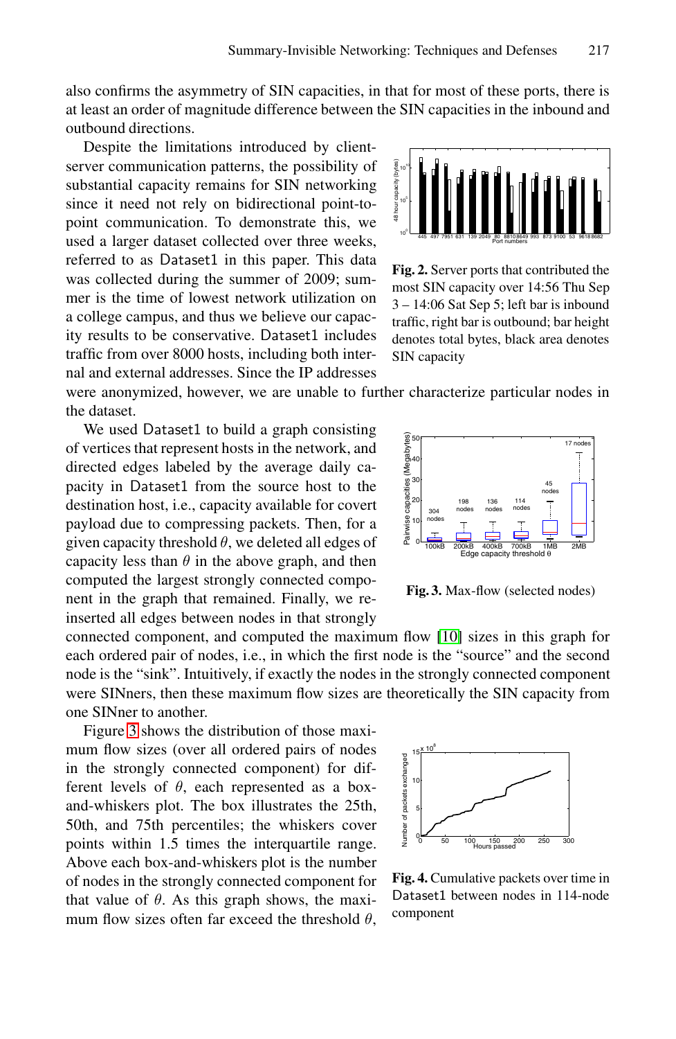also confirms the asymmetry of SIN capacities, in that for most of these ports, there is at least an order of magnitude difference between the SIN capacities in the inbound and outbound directions.

Despite the limitations introduced by client-server communication patterns, the possibility of substantial capacity remains for SIN networking since it need not rely on bidirectional point-to-point communication. To demonstrate this, we used a larger dataset collected over three weeks, referred to as Dataset1 in this paper. This data was collected during the summer of 2009; summer is the time of lowest network utilization on a college campus, and thus we believe our capacity results to be conservative. Dataset1 includes traffic from over 8000 hosts, including both internal and external addresses. Since the IP addresses were anonymized, however, we are unable to further characterize particular nodes in the dataset.

**Fig. 2.** Server ports that contributed the most SIN capacity over 14:56 Thu Sep 3 – 14:06 Sat Sep 5; left bar is inbound traffic, right bar is outbound; bar height denotes total bytes, black area denotes SIN capacity

We used Dataset1 to build a graph consisting of vertices that represent hosts in the network, and directed edges labeled by the average daily capacity in Dataset1 from the source host to the destination host, i.e., capacity available for covert payload due to compressing packets. Then, for a given capacity threshold $\theta$, we deleted all edges of capacity less than $\theta$ in the above graph, and then computed the largest strongly connected component in the graph that remained. Finally, we re-inserted all edges between nodes in that strongly connected component, and computed the maximum flow [10] sizes in this graph for each ordered pair of nodes, i.e., in which the first node is the "source" and the second node is the "sink". Intuitively, if exactly the nodes in the strongly connected component were SINners, then these maximum flow sizes are theoretically the SIN capacity from one SINner to another.

**Fig. 3.** Max-flow (selected nodes)

Figure 3 shows the distribution of those maximum flow sizes (over all ordered pairs of nodes in the strongly connected component) for different levels of $\theta$, each represented as a box-and-whiskers plot. The box illustrates the 25th, 50th, and 75th percentiles; the whiskers cover points within 1.5 times the interquartile range. Above each box-and-whiskers plot is the number of nodes in the strongly connected component for that value of $\theta$. As this graph shows, the maximum flow sizes often far exceed the threshold $\theta$,

**Fig. 4.** Cumulative packets over time in Dataset1 between nodes in 114-node component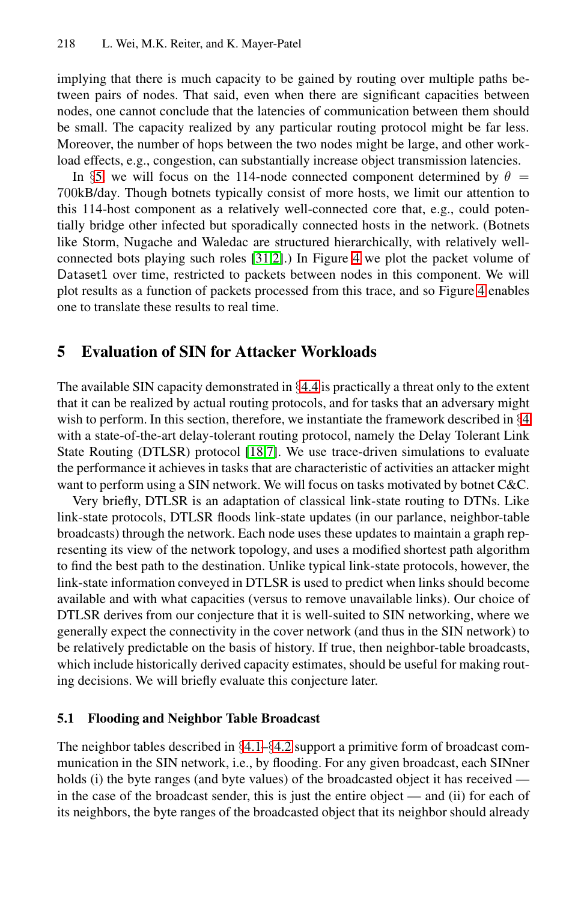implying that there is much capacity to be gained by routing over multiple paths between pairs of nodes. That said, even when there are significant capacities between nodes, one cannot conclude that the latencies of communication between them should be small. The capacity realized by any particular routing protocol might be far less. Moreover, the number of hops between the two nodes might be large, and other workload effects, e.g., congestion, can substantially increase object transmission latencies.

In §5 we will focus on the 114-node connected component determined by $\theta$ = 700kB/day. Though botnets typically consist of more hosts, we limit our attention to this 114-host component as a relatively well-connected core that, e.g., could potentially bridge other infected but sporadically connected hosts in the network. (Botnets like Storm, Nugache and Waledac are structured hierarchically, with relatively well-connected bots playing such roles [31,2].) In Figure 4 we plot the packet volume of Dataset1 over time, restricted to packets between nodes in this component. We will plot results as a function of packets processed from this trace, and so Figure 4 enables one to translate these results to real time.

## 5 Evaluation of SIN for Attacker Workloads

The available SIN capacity demonstrated in §4.4 is practically a threat only to the extent that it can be realized by actual routing protocols, and for tasks that an adversary might wish to perform. In this section, therefore, we instantiate the framework described in §4 with a state-of-the-art delay-tolerant routing protocol, namely the Delay Tolerant Link State Routing (DTLSR) protocol [18,7]. We use trace-driven simulations to evaluate the performance it achieves in tasks that are characteristic of activities an attacker might want to perform using a SIN network. We will focus on tasks motivated by botnet C&C.

Very briefly, DTLSR is an adaptation of classical link-state routing to DTNs. Like link-state protocols, DTLSR floods link-state updates (in our parlance, neighbor-table broadcasts) through the network. Each node uses these updates to maintain a graph representing its view of the network topology, and uses a modified shortest path algorithm to find the best path to the destination. Unlike typical link-state protocols, however, the link-state information conveyed in DTLSR is used to predict when links should become available and with what capacities (versus to remove unavailable links). Our choice of DTLSR derives from our conjecture that it is well-suited to SIN networking, where we generally expect the connectivity in the cover network (and thus in the SIN network) to be relatively predictable on the basis of history. If true, then neighbor-table broadcasts, which include historically derived capacity estimates, should be useful for making routing decisions. We will briefly evaluate this conjecture later.

### 5.1 Flooding and Neighbor Table Broadcast

The neighbor tables described in §4.1–§4.2 support a primitive form of broadcast communication in the SIN network, i.e., by flooding. For any given broadcast, each SINner holds (i) the byte ranges (and byte values) of the broadcasted object it has received — in the case of the broadcast sender, this is just the entire object — and (ii) for each of its neighbors, the byte ranges of the broadcasted object that its neighbor should already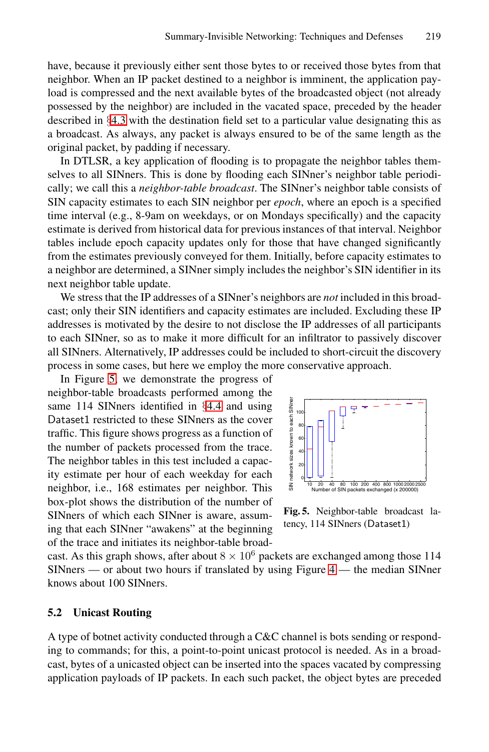have, because it previously either sent those bytes to or received those bytes from that neighbor. When an IP packet destined to a neighbor is imminent, the application payload is compressed and the next available bytes of the broadcasted object (not already possessed by the neighbor) are included in the vacated space, preceded by the header described in §4.3 with the destination field set to a particular value designating this as a broadcast. As always, any packet is always ensured to be of the same length as the original packet, by padding if necessary.

In DTLSR, a key application of flooding is to propagate the neighbor tables themselves to all SINners. This is done by flooding each SINner's neighbor table periodically; we call this a *neighbor-table broadcast*. The SINner's neighbor table consists of SIN capacity estimates to each SIN neighbor per *epoch*, where an epoch is a specified time interval (e.g., 8-9am on weekdays, or on Mondays specifically) and the capacity estimate is derived from historical data for previous instances of that interval. Neighbor tables include epoch capacity updates only for those that have changed significantly from the estimates previously conveyed for them. Initially, before capacity estimates to a neighbor are determined, a SINner simply includes the neighbor's SIN identifier in its next neighbor table update.

We stress that the IP addresses of a SINner's neighbors are *not* included in this broadcast; only their SIN identifiers and capacity estimates are included. Excluding these IP addresses is motivated by the desire to not disclose the IP addresses of all participants to each SINner, so as to make it more difficult for an infiltrator to passively discover all SINners. Alternatively, IP addresses could be included to short-circuit the discovery process in some cases, but here we employ the more conservative approach.

In Figure 5, we demonstrate the progress of neighbor-table broadcasts performed among the same 114 SINners identified in §4.4 and using Dataset1 restricted to these SINners as the cover traffic. This figure shows progress as a function of the number of packets processed from the trace. The neighbor tables in this test included a capacity estimate per hour of each weekday for each neighbor, i.e., 168 estimates per neighbor. This box-plot shows the distribution of the number of SINners of which each SINner is aware, assuming that each SINner "awakens" at the beginning of the trace and initiates its neighbor-table broadcast. As this graph shows, after about $8 \times 10^6$ packets are exchanged among those 114 SINners — or about two hours if translated by using Figure 4 — the median SINner knows about 100 SINners.

SIN network sizes known to each SINner
0
20
40
60
80
100
10 20 40 80 100 200 400 800 1000 2000 2500
Number of SIN packets exchanged (x 200000)

**Fig. 5.** Neighbor-table broadcast latency, 114 SINners (Dataset1)

## 5.2 Unicast Routing

A type of botnet activity conducted through a C&C channel is bots sending or responding to commands; for this, a point-to-point unicast protocol is needed. As in a broadcast, bytes of a unicasted object can be inserted into the spaces vacated by compressing application payloads of IP packets. In each such packet, the object bytes are preceded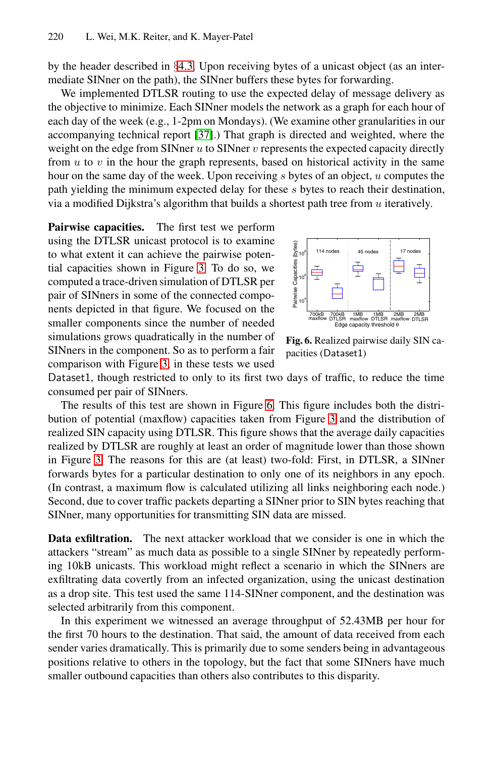by the header described in §4.3. Upon receiving bytes of a unicast object (as an intermediate SINner on the path), the SINner buffers these bytes for forwarding.

We implemented DTLSR routing to use the expected delay of message delivery as the objective to minimize. Each SINner models the network as a graph for each hour of each day of the week (e.g., 1-2pm on Mondays). (We examine other granularities in our accompanying technical report [37].) That graph is directed and weighted, where the weight on the edge from SINner $u$ to SINner $v$ represents the expected capacity directly from $u$ to $v$ in the hour the graph represents, based on historical activity in the same hour on the same day of the week. Upon receiving $s$ bytes of an object, $u$ computes the path yielding the minimum expected delay for these $s$ bytes to reach their destination, via a modified Dijkstra's algorithm that builds a shortest path tree from $u$ iteratively.

**Pairwise capacities.** The first test we perform using the DTLSR unicast protocol is to examine to what extent it can achieve the pairwise potential capacities shown in Figure 3. To do so, we computed a trace-driven simulation of DTLSR per pair of SINners in some of the connected components depicted in that figure. We focused on the smaller components since the number of needed simulations grows quadratically in the number of SINners in the component. So as to perform a fair comparison with Figure 3, in these tests we used Dataset1, though restricted to only to its first two days of traffic, to reduce the time consumed per pair of SINners.

**Fig. 6.** Realized pairwise daily SIN capacities (Dataset1)

The results of this test are shown in Figure 6. This figure includes both the distribution of potential (maxflow) capacities taken from Figure 3 and the distribution of realized SIN capacity using DTLSR. This figure shows that the average daily capacities realized by DTLSR are roughly at least an order of magnitude lower than those shown in Figure 3. The reasons for this are (at least) two-fold: First, in DTLSR, a SINner forwards bytes for a particular destination to only one of its neighbors in any epoch. (In contrast, a maximum flow is calculated utilizing all links neighboring each node.) Second, due to cover traffic packets departing a SINner prior to SIN bytes reaching that SINner, many opportunities for transmitting SIN data are missed.

**Data exfiltration.** The next attacker workload that we consider is one in which the attackers "stream" as much data as possible to a single SINner by repeatedly performing 10kB unicasts. This workload might reflect a scenario in which the SINners are exfiltrating data covertly from an infected organization, using the unicast destination as a drop site. This test used the same 114-SINner component, and the destination was selected arbitrarily from this component.

In this experiment we witnessed an average throughput of 52.43MB per hour for the first 70 hours to the destination. That said, the amount of data received from each sender varies dramatically. This is primarily due to some senders being in advantageous positions relative to others in the topology, but the fact that some SINners have much smaller outbound capacities than others also contributes to this disparity.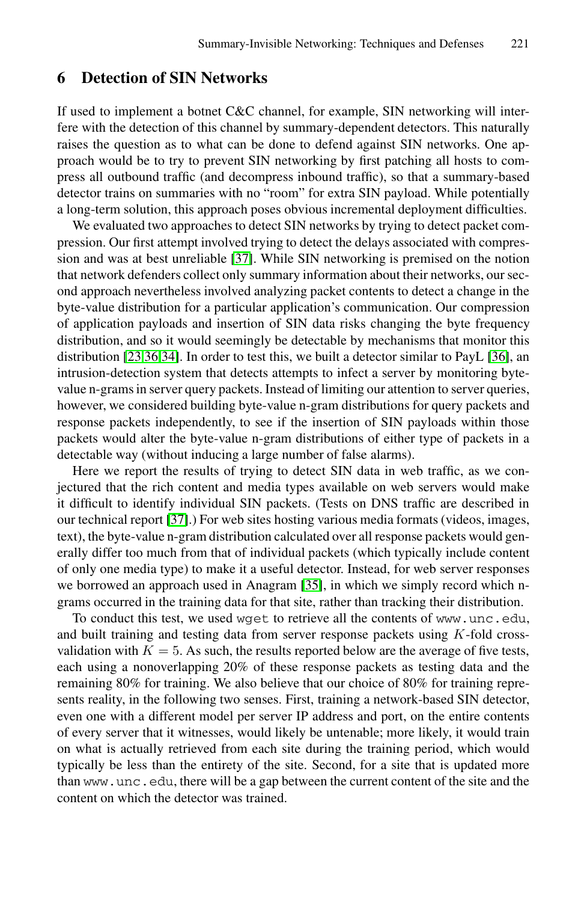## 6 Detection of SIN Networks

If used to implement a botnet C&C channel, for example, SIN networking will interfere with the detection of this channel by summary-dependent detectors. This naturally raises the question as to what can be done to defend against SIN networks. One approach would be to try to prevent SIN networking by first patching all hosts to compress all outbound traffic (and decompress inbound traffic), so that a summary-based detector trains on summaries with no "room" for extra SIN payload. While potentially a long-term solution, this approach poses obvious incremental deployment difficulties.

We evaluated two approaches to detect SIN networks by trying to detect packet compression. Our first attempt involved trying to detect the delays associated with compression and was at best unreliable [37]. While SIN networking is premised on the notion that network defenders collect only summary information about their networks, our second approach nevertheless involved analyzing packet contents to detect a change in the byte-value distribution for a particular application's communication. Our compression of application payloads and insertion of SIN data risks changing the byte frequency distribution, and so it would seemingly be detectable by mechanisms that monitor this distribution [23,36,34]. In order to test this, we built a detector similar to PayL [36], an intrusion-detection system that detects attempts to infect a server by monitoring byte-value n-grams in server query packets. Instead of limiting our attention to server queries, however, we considered building byte-value n-gram distributions for query packets and response packets independently, to see if the insertion of SIN payloads within those packets would alter the byte-value n-gram distributions of either type of packets in a detectable way (without inducing a large number of false alarms).

Here we report the results of trying to detect SIN data in web traffic, as we conjectured that the rich content and media types available on web servers would make it difficult to identify individual SIN packets. (Tests on DNS traffic are described in our technical report [37].) For web sites hosting various media formats (videos, images, text), the byte-value n-gram distribution calculated over all response packets would generally differ too much from that of individual packets (which typically include content of only one media type) to make it a useful detector. Instead, for web server responses we borrowed an approach used in Anagram [35], in which we simply record which n-grams occurred in the training data for that site, rather than tracking their distribution.

To conduct this test, we used `wget` to retrieve all the contents of `www.unc.edu`, and built training and testing data from server response packets using $K$-fold cross-validation with $K = 5$. As such, the results reported below are the average of five tests, each using a nonoverlapping 20% of these response packets as testing data and the remaining 80% for training. We also believe that our choice of 80% for training represents reality, in the following two senses. First, training a network-based SIN detector, even one with a different model per server IP address and port, on the entire contents of every server that it witnesses, would likely be untenable; more likely, it would train on what is actually retrieved from each site during the training period, which would typically be less than the entirety of the site. Second, for a site that is updated more than `www.unc.edu`, there will be a gap between the current content of the site and the content on which the detector was trained.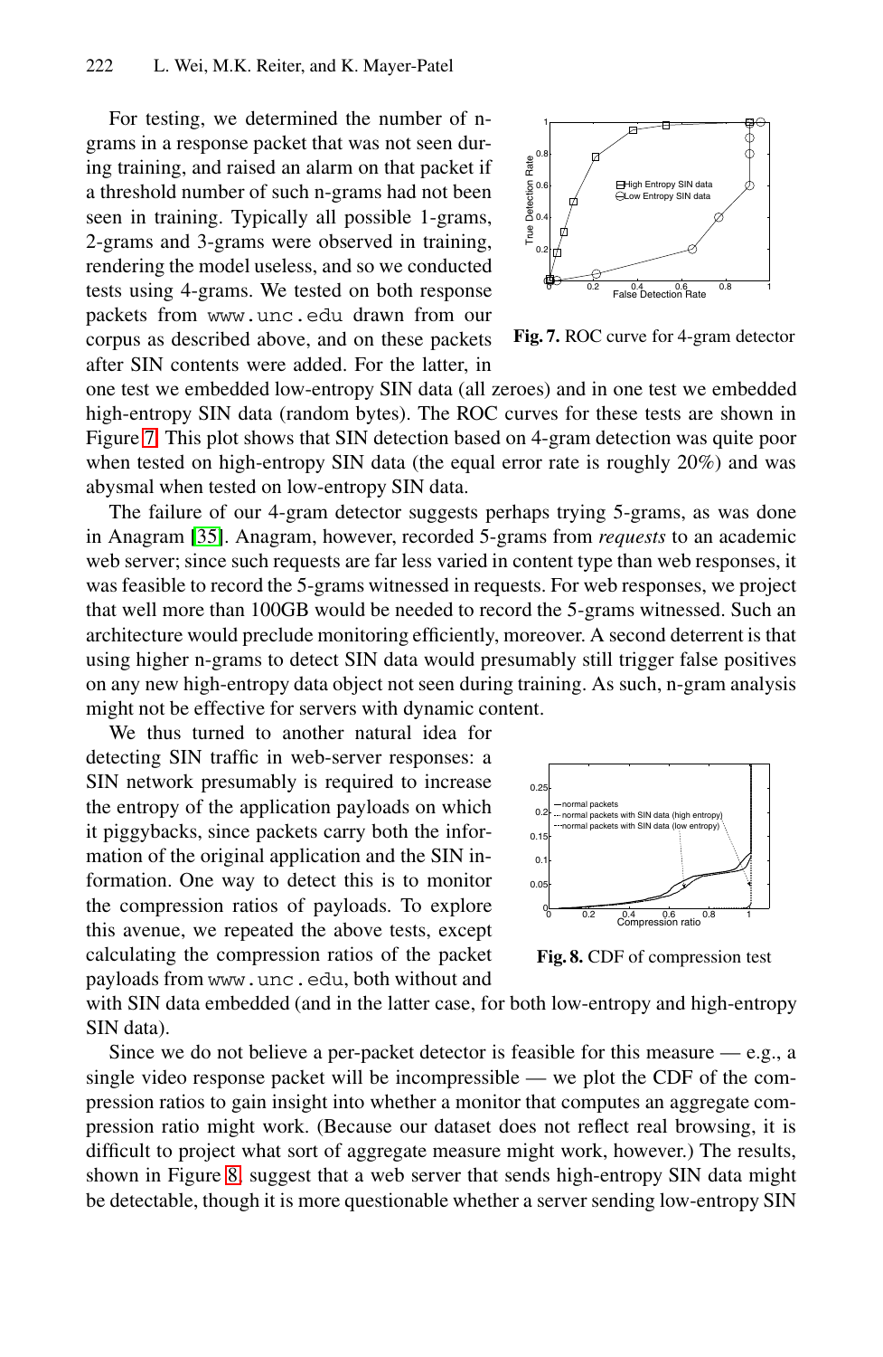For testing, we determined the number of n-grams in a response packet that was not seen during training, and raised an alarm on that packet if a threshold number of such n-grams had not been seen in training. Typically all possible 1-grams, 2-grams and 3-grams were observed in training, rendering the model useless, and so we conducted tests using 4-grams. We tested on both response packets from `www.unc.edu` drawn from our corpus as described above, and on these packets after SIN contents were added. For the latter, in one test we embedded low-entropy SIN data (all zeroes) and in one test we embedded high-entropy SIN data (random bytes). The ROC curves for these tests are shown in Figure 7. This plot shows that SIN detection based on 4-gram detection was quite poor when tested on high-entropy SIN data (the equal error rate is roughly 20%) and was abysmal when tested on low-entropy SIN data.

**Fig. 7.** ROC curve for 4-gram detector

The failure of our 4-gram detector suggests perhaps trying 5-grams, as was done in Anagram [35]. Anagram, however, recorded 5-grams from *requests* to an academic web server; since such requests are far less varied in content type than web responses, it was feasible to record the 5-grams witnessed in requests. For web responses, we project that well more than 100GB would be needed to record the 5-grams witnessed. Such an architecture would preclude monitoring efficiently, moreover. A second deterrent is that using higher n-grams to detect SIN data would presumably still trigger false positives on any new high-entropy data object not seen during training. As such, n-gram analysis might not be effective for servers with dynamic content.

We thus turned to another natural idea for detecting SIN traffic in web-server responses: a SIN network presumably is required to increase the entropy of the application payloads on which it piggybacks, since packets carry both the information of the original application and the SIN information. One way to detect this is to monitor the compression ratios of payloads. To explore this avenue, we repeated the above tests, except calculating the compression ratios of the packet payloads from `www.unc.edu`, both without and with SIN data embedded (and in the latter case, for both low-entropy and high-entropy SIN data).

**Fig. 8.** CDF of compression test

Since we do not believe a per-packet detector is feasible for this measure — e.g., a single video response packet will be incompressible — we plot the CDF of the compression ratios to gain insight into whether a monitor that computes an aggregate compression ratio might work. (Because our dataset does not reflect real browsing, it is difficult to project what sort of aggregate measure might work, however.) The results, shown in Figure 8, suggest that a web server that sends high-entropy SIN data might be detectable, though it is more questionable whether a server sending low-entropy SIN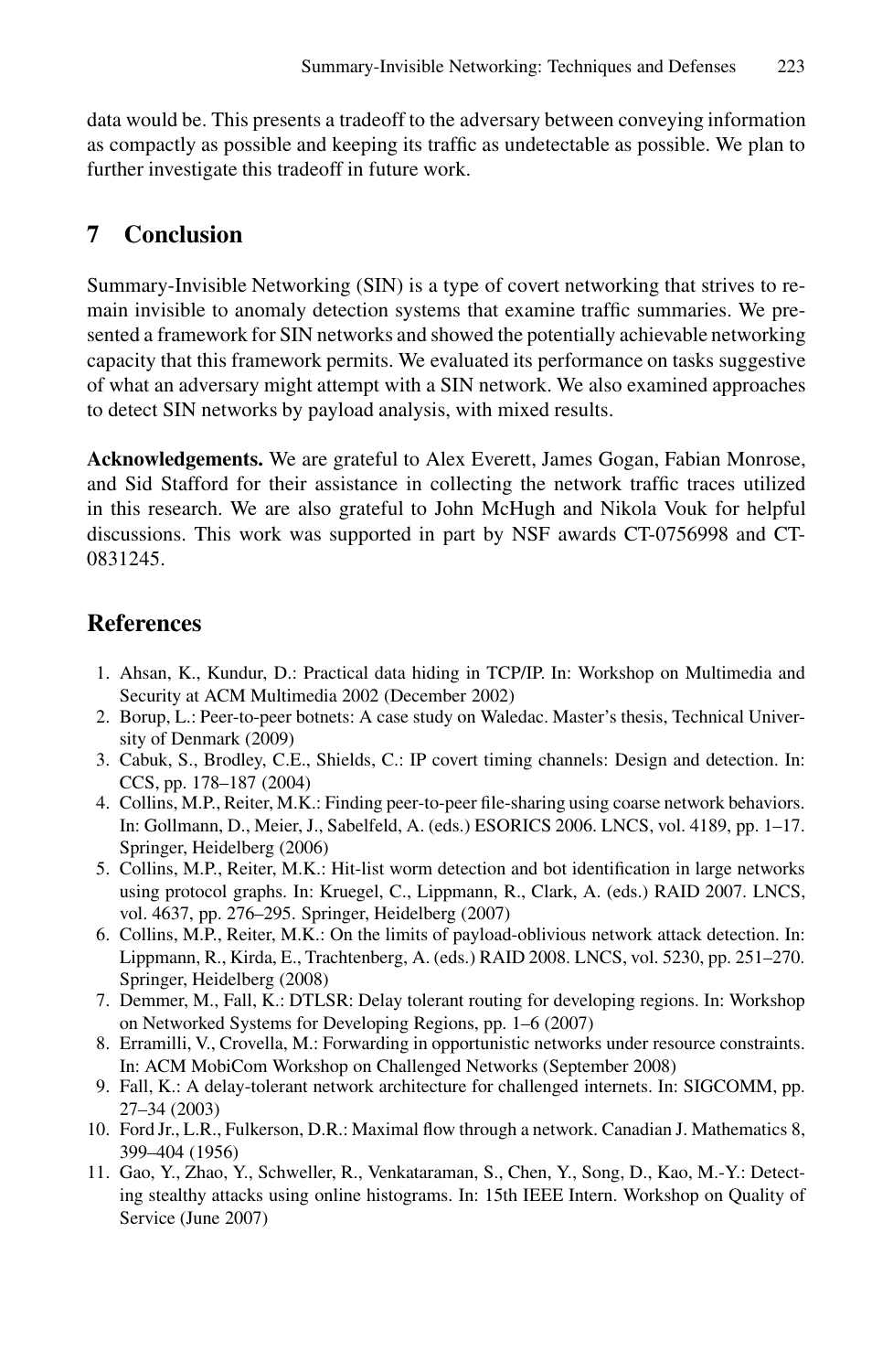data would be. This presents a tradeoff to the adversary between conveying information as compactly as possible and keeping its traffic as undetectable as possible. We plan to further investigate this tradeoff in future work.

## 7 Conclusion

Summary-Invisible Networking (SIN) is a type of covert networking that strives to remain invisible to anomaly detection systems that examine traffic summaries. We presented a framework for SIN networks and showed the potentially achievable networking capacity that this framework permits. We evaluated its performance on tasks suggestive of what an adversary might attempt with a SIN network. We also examined approaches to detect SIN networks by payload analysis, with mixed results.

**Acknowledgements.** We are grateful to Alex Everett, James Gogan, Fabian Monrose, and Sid Stafford for their assistance in collecting the network traffic traces utilized in this research. We are also grateful to John McHugh and Nikola Vouk for helpful discussions. This work was supported in part by NSF awards CT-0756998 and CT-0831245.

## References

1. Ahsan, K., Kundur, D.: Practical data hiding in TCP/IP. In: Workshop on Multimedia and Security at ACM Multimedia 2002 (December 2002)
2. Borup, L.: Peer-to-peer botnets: A case study on Waledac. Master's thesis, Technical University of Denmark (2009)
3. Cabuk, S., Brodley, C.E., Shields, C.: IP covert timing channels: Design and detection. In: CCS, pp. 178–187 (2004)
4. Collins, M.P., Reiter, M.K.: Finding peer-to-peer file-sharing using coarse network behaviors. In: Gollmann, D., Meier, J., Sabelfeld, A. (eds.) ESORICS 2006. LNCS, vol. 4189, pp. 1–17. Springer, Heidelberg (2006)
5. Collins, M.P., Reiter, M.K.: Hit-list worm detection and bot identification in large networks using protocol graphs. In: Kruegel, C., Lippmann, R., Clark, A. (eds.) RAID 2007. LNCS, vol. 4637, pp. 276–295. Springer, Heidelberg (2007)
6. Collins, M.P., Reiter, M.K.: On the limits of payload-oblivious network attack detection. In: Lippmann, R., Kirda, E., Trachtenberg, A. (eds.) RAID 2008. LNCS, vol. 5230, pp. 251–270. Springer, Heidelberg (2008)
7. Demmer, M., Fall, K.: DTLSR: Delay tolerant routing for developing regions. In: Workshop on Networked Systems for Developing Regions, pp. 1–6 (2007)
8. Erramilli, V., Crovella, M.: Forwarding in opportunistic networks under resource constraints. In: ACM MobiCom Workshop on Challenged Networks (September 2008)
9. Fall, K.: A delay-tolerant network architecture for challenged internets. In: SIGCOMM, pp. 27–34 (2003)
10. Ford Jr., L.R., Fulkerson, D.R.: Maximal flow through a network. Canadian J. Mathematics 8, 399–404 (1956)
11. Gao, Y., Zhao, Y., Schweller, R., Venkataraman, S., Chen, Y., Song, D., Kao, M.-Y.: Detecting stealthy attacks using online histograms. In: 15th IEEE Intern. Workshop on Quality of Service (June 2007)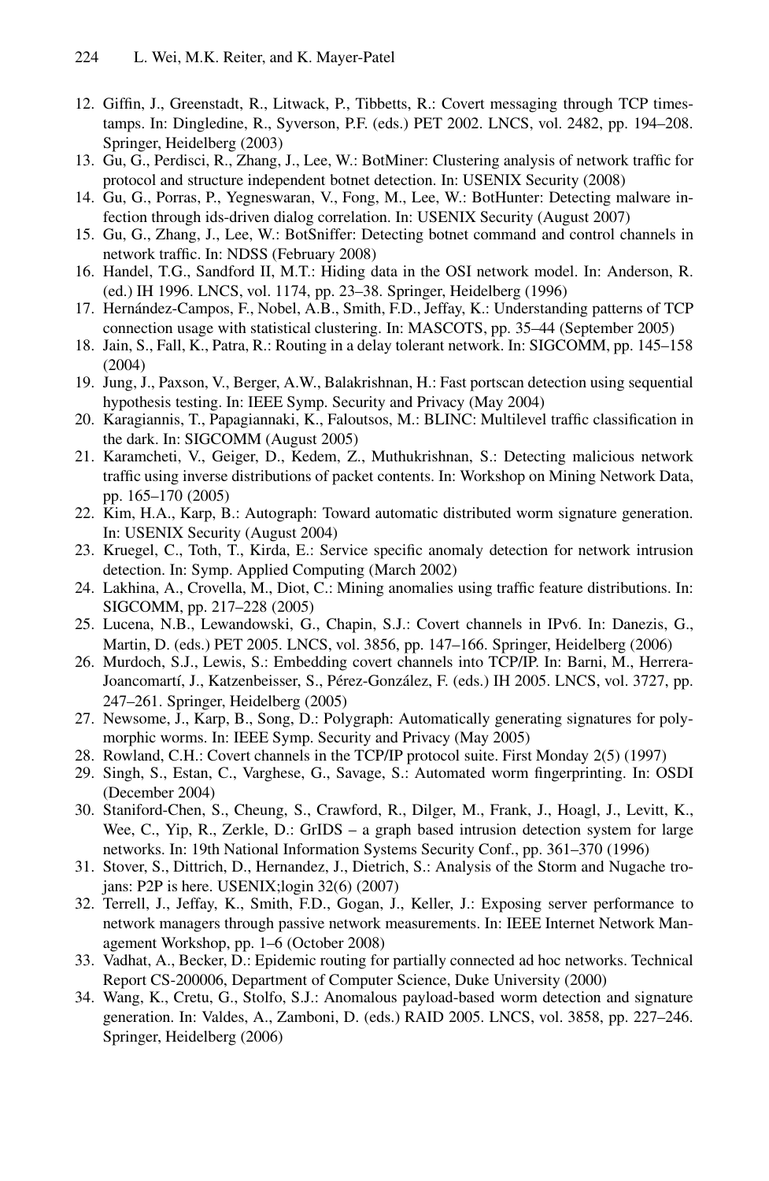12. Giffin, J., Greenstadt, R., Litwack, P., Tibbetts, R.: Covert messaging through TCP timestamps. In: Dingledine, R., Syverson, P.F. (eds.) PET 2002. LNCS, vol. 2482, pp. 194–208. Springer, Heidelberg (2003)
13. Gu, G., Perdisci, R., Zhang, J., Lee, W.: BotMiner: Clustering analysis of network traffic for protocol and structure independent botnet detection. In: USENIX Security (2008)
14. Gu, G., Porras, P., Yegneswaran, V., Fong, M., Lee, W.: BotHunter: Detecting malware infection through ids-driven dialog correlation. In: USENIX Security (August 2007)
15. Gu, G., Zhang, J., Lee, W.: BotSniffer: Detecting botnet command and control channels in network traffic. In: NDSS (February 2008)
16. Handel, T.G., Sandford II, M.T.: Hiding data in the OSI network model. In: Anderson, R. (ed.) IH 1996. LNCS, vol. 1174, pp. 23–38. Springer, Heidelberg (1996)
17. Hernández-Campos, F., Nobel, A.B., Smith, F.D., Jeffay, K.: Understanding patterns of TCP connection usage with statistical clustering. In: MASCOTS, pp. 35–44 (September 2005)
18. Jain, S., Fall, K., Patra, R.: Routing in a delay tolerant network. In: SIGCOMM, pp. 145–158 (2004)
19. Jung, J., Paxson, V., Berger, A.W., Balakrishnan, H.: Fast portscan detection using sequential hypothesis testing. In: IEEE Symp. Security and Privacy (May 2004)
20. Karagiannis, T., Papagiannaki, K., Faloutsos, M.: BLINC: Multilevel traffic classification in the dark. In: SIGCOMM (August 2005)
21. Karamcheti, V., Geiger, D., Kedem, Z., Muthukrishnan, S.: Detecting malicious network traffic using inverse distributions of packet contents. In: Workshop on Mining Network Data, pp. 165–170 (2005)
22. Kim, H.A., Karp, B.: Autograph: Toward automatic distributed worm signature generation. In: USENIX Security (August 2004)
23. Kruegel, C., Toth, T., Kirda, E.: Service specific anomaly detection for network intrusion detection. In: Symp. Applied Computing (March 2002)
24. Lakhina, A., Crovella, M., Diot, C.: Mining anomalies using traffic feature distributions. In: SIGCOMM, pp. 217–228 (2005)
25. Lucena, N.B., Lewandowski, G., Chapin, S.J.: Covert channels in IPv6. In: Danezis, G., Martin, D. (eds.) PET 2005. LNCS, vol. 3856, pp. 147–166. Springer, Heidelberg (2006)
26. Murdoch, S.J., Lewis, S.: Embedding covert channels into TCP/IP. In: Barni, M., Herrera-Joancomartí, J., Katzenbeisser, S., Pérez-González, F. (eds.) IH 2005. LNCS, vol. 3727, pp. 247–261. Springer, Heidelberg (2005)
27. Newsome, J., Karp, B., Song, D.: Polygraph: Automatically generating signatures for polymorphic worms. In: IEEE Symp. Security and Privacy (May 2005)
28. Rowland, C.H.: Covert channels in the TCP/IP protocol suite. First Monday 2(5) (1997)
29. Singh, S., Estan, C., Varghese, G., Savage, S.: Automated worm fingerprinting. In: OSDI (December 2004)
30. Staniford-Chen, S., Cheung, S., Crawford, R., Dilger, M., Frank, J., Hoagl, J., Levitt, K., Wee, C., Yip, R., Zerkle, D.: GrIDS – a graph based intrusion detection system for large networks. In: 19th National Information Systems Security Conf., pp. 361–370 (1996)
31. Stover, S., Dittrich, D., Hernandez, J., Dietrich, S.: Analysis of the Storm and Nugache trojans: P2P is here. USENIX;login 32(6) (2007)
32. Terrell, J., Jeffay, K., Smith, F.D., Gogan, J., Keller, J.: Exposing server performance to network managers through passive network measurements. In: IEEE Internet Network Management Workshop, pp. 1–6 (October 2008)
33. Vadhat, A., Becker, D.: Epidemic routing for partially connected ad hoc networks. Technical Report CS-200006, Department of Computer Science, Duke University (2000)
34. Wang, K., Cretu, G., Stolfo, S.J.: Anomalous payload-based worm detection and signature generation. In: Valdes, A., Zamboni, D. (eds.) RAID 2005. LNCS, vol. 3858, pp. 227–246. Springer, Heidelberg (2006)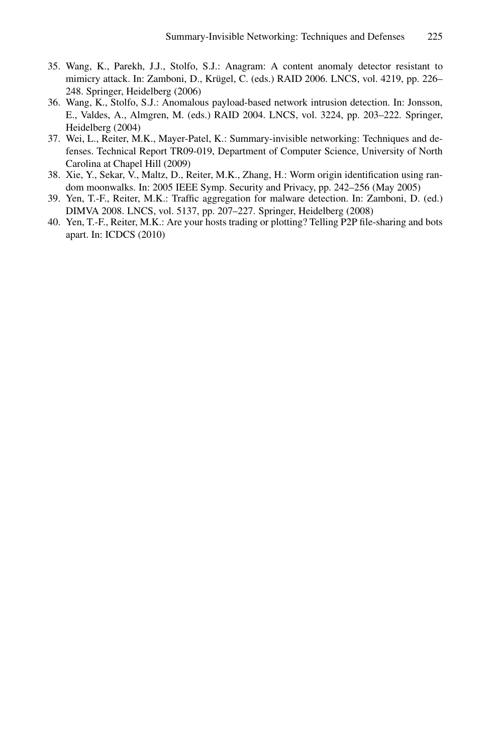35. Wang, K., Parekh, J.J., Stolfo, S.J.: Anagram: A content anomaly detector resistant to mimicry attack. In: Zamboni, D., Krügel, C. (eds.) RAID 2006. LNCS, vol. 4219, pp. 226–248. Springer, Heidelberg (2006)
36. Wang, K., Stolfo, S.J.: Anomalous payload-based network intrusion detection. In: Jonsson, E., Valdes, A., Almgren, M. (eds.) RAID 2004. LNCS, vol. 3224, pp. 203–222. Springer, Heidelberg (2004)
37. Wei, L., Reiter, M.K., Mayer-Patel, K.: Summary-invisible networking: Techniques and defenses. Technical Report TR09-019, Department of Computer Science, University of North Carolina at Chapel Hill (2009)
38. Xie, Y., Sekar, V., Maltz, D., Reiter, M.K., Zhang, H.: Worm origin identification using random moonwalks. In: 2005 IEEE Symp. Security and Privacy, pp. 242–256 (May 2005)
39. Yen, T.-F., Reiter, M.K.: Traffic aggregation for malware detection. In: Zamboni, D. (ed.) DIMVA 2008. LNCS, vol. 5137, pp. 207–227. Springer, Heidelberg (2008)
40. Yen, T.-F., Reiter, M.K.: Are your hosts trading or plotting? Telling P2P file-sharing and bots apart. In: ICDCS (2010)